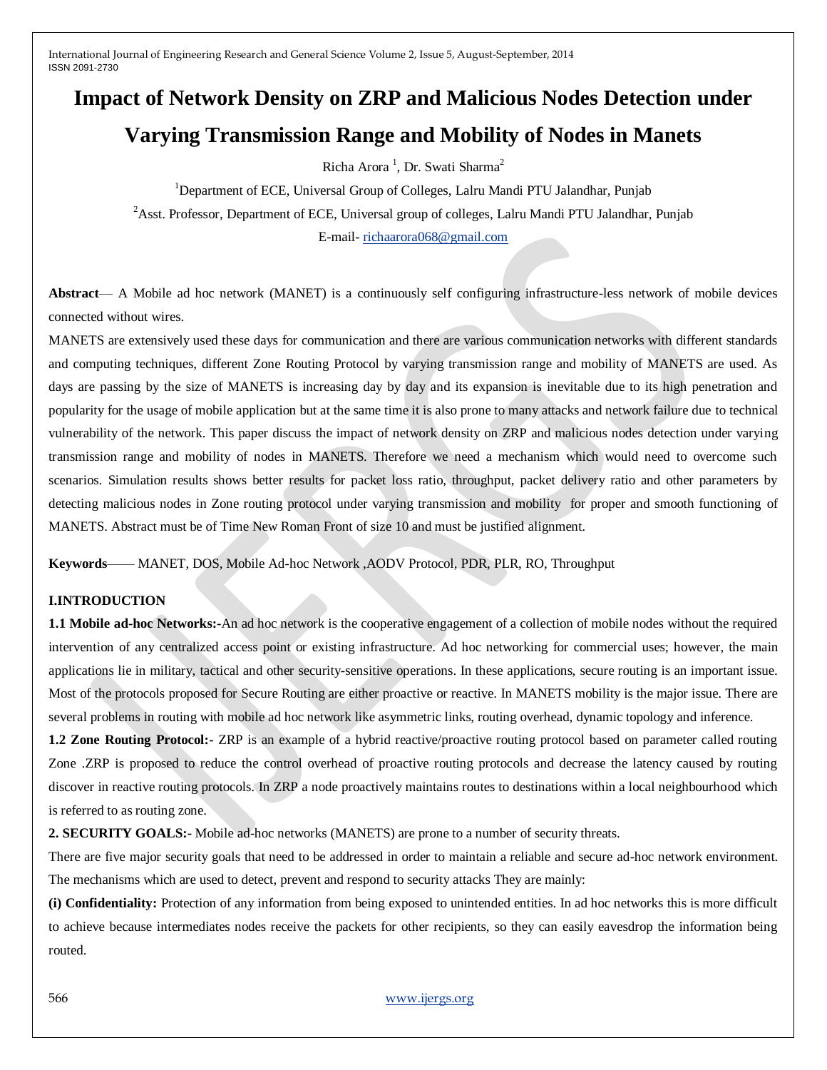# Impact of Network Density on ZRP and Malicious Nodes Detection under Varying Transmission Range and Mobility of Nodes in Manets

Richa Arora [1], Dr. Swati Sharma[2]

[1]Department of ECE, Universal Group of Colleges, Lalru Mandi PTU Jalandhar, Punjab

[2]Asst. Professor, Department of ECE, Universal group of colleges, Lalru Mandi PTU Jalandhar, Punjab

E-mail- richaarora068@gmail.com

**Abstract**— A Mobile ad hoc network (MANET) is a continuously self configuring infrastructure-less network of mobile devices connected without wires.

MANETS are extensively used these days for communication and there are various communication networks with different standards and computing techniques, different Zone Routing Protocol by varying transmission range and mobility of MANETS are used. As days are passing by the size of MANETS is increasing day by day and its expansion is inevitable due to its high penetration and popularity for the usage of mobile application but at the same time it is also prone to many attacks and network failure due to technical vulnerability of the network. This paper discuss the impact of network density on ZRP and malicious nodes detection under varying transmission range and mobility of nodes in MANETS. Therefore we need a mechanism which would need to overcome such scenarios. Simulation results shows better results for packet loss ratio, throughput, packet delivery ratio and other parameters by detecting malicious nodes in Zone routing protocol under varying transmission and mobility for proper and smooth functioning of MANETS. Abstract must be of Time New Roman Front of size 10 and must be justified alignment.

**Keywords**—— MANET, DOS, Mobile Ad-hoc Network ,AODV Protocol, PDR, PLR, RO, Throughput

## I.INTRODUCTION

**1.1 Mobile ad-hoc Networks:-**An ad hoc network is the cooperative engagement of a collection of mobile nodes without the required intervention of any centralized access point or existing infrastructure. Ad hoc networking for commercial uses; however, the main applications lie in military, tactical and other security-sensitive operations. In these applications, secure routing is an important issue. Most of the protocols proposed for Secure Routing are either proactive or reactive. In MANETS mobility is the major issue. There are several problems in routing with mobile ad hoc network like asymmetric links, routing overhead, dynamic topology and inference.

**1.2 Zone Routing Protocol:-** ZRP is an example of a hybrid reactive/proactive routing protocol based on parameter called routing Zone .ZRP is proposed to reduce the control overhead of proactive routing protocols and decrease the latency caused by routing discover in reactive routing protocols. In ZRP a node proactively maintains routes to destinations within a local neighbourhood which is referred to as routing zone.

**2. SECURITY GOALS:-** Mobile ad-hoc networks (MANETS) are prone to a number of security threats.

There are five major security goals that need to be addressed in order to maintain a reliable and secure ad-hoc network environment. The mechanisms which are used to detect, prevent and respond to security attacks They are mainly:

**(i) Confidentiality:** Protection of any information from being exposed to unintended entities. In ad hoc networks this is more difficult to achieve because intermediates nodes receive the packets for other recipients, so they can easily eavesdrop the information being routed.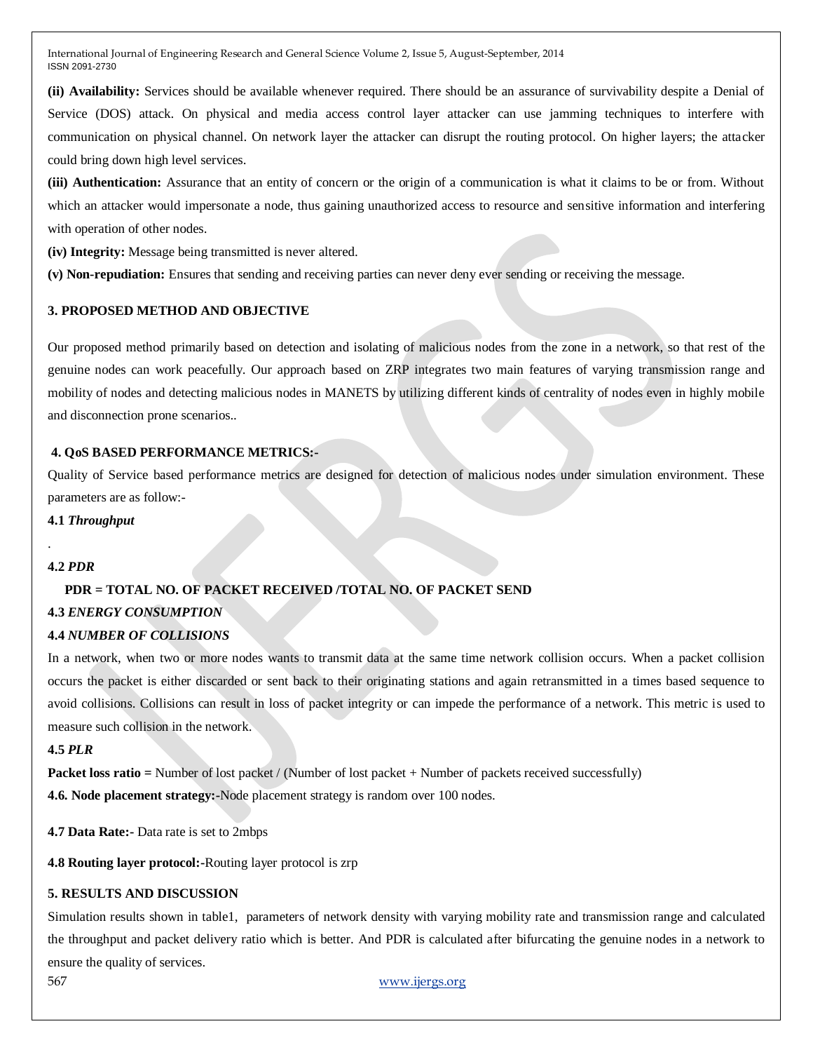**(ii) Availability:** Services should be available whenever required. There should be an assurance of survivability despite a Denial of Service (DOS) attack. On physical and media access control layer attacker can use jamming techniques to interfere with communication on physical channel. On network layer the attacker can disrupt the routing protocol. On higher layers; the attacker could bring down high level services.

**(iii) Authentication:** Assurance that an entity of concern or the origin of a communication is what it claims to be or from. Without which an attacker would impersonate a node, thus gaining unauthorized access to resource and sensitive information and interfering with operation of other nodes.

**(iv) Integrity:** Message being transmitted is never altered.

**(v) Non-repudiation:** Ensures that sending and receiving parties can never deny ever sending or receiving the message.

## 3. PROPOSED METHOD AND OBJECTIVE

Our proposed method primarily based on detection and isolating of malicious nodes from the zone in a network, so that rest of the genuine nodes can work peacefully. Our approach based on ZRP integrates two main features of varying transmission range and mobility of nodes and detecting malicious nodes in MANETS by utilizing different kinds of centrality of nodes even in highly mobile and disconnection prone scenarios..

## 4. QoS BASED PERFORMANCE METRICS:-

Quality of Service based performance metrics are designed for detection of malicious nodes under simulation environment. These parameters are as follow:-

### 4.1 *Throughput*

.

### 4.2 *PDR*

**PDR = TOTAL NO. OF PACKET RECEIVED /TOTAL NO. OF PACKET SEND**

### 4.3 *ENERGY CONSUMPTION*

### 4.4 *NUMBER OF COLLISIONS*

In a network, when two or more nodes wants to transmit data at the same time network collision occurs. When a packet collision occurs the packet is either discarded or sent back to their originating stations and again retransmitted in a times based sequence to avoid collisions. Collisions can result in loss of packet integrity or can impede the performance of a network. This metric is used to measure such collision in the network.

### 4.5 *PLR*

**Packet loss ratio =** Number of lost packet / (Number of lost packet + Number of packets received successfully)

**4.6. Node placement strategy:-**Node placement strategy is random over 100 nodes.

**4.7 Data Rate:-** Data rate is set to 2mbps

**4.8 Routing layer protocol:-**Routing layer protocol is zrp

## 5. RESULTS AND DISCUSSION

Simulation results shown in table1, parameters of network density with varying mobility rate and transmission range and calculated the throughput and packet delivery ratio which is better. And PDR is calculated after bifurcating the genuine nodes in a network to ensure the quality of services.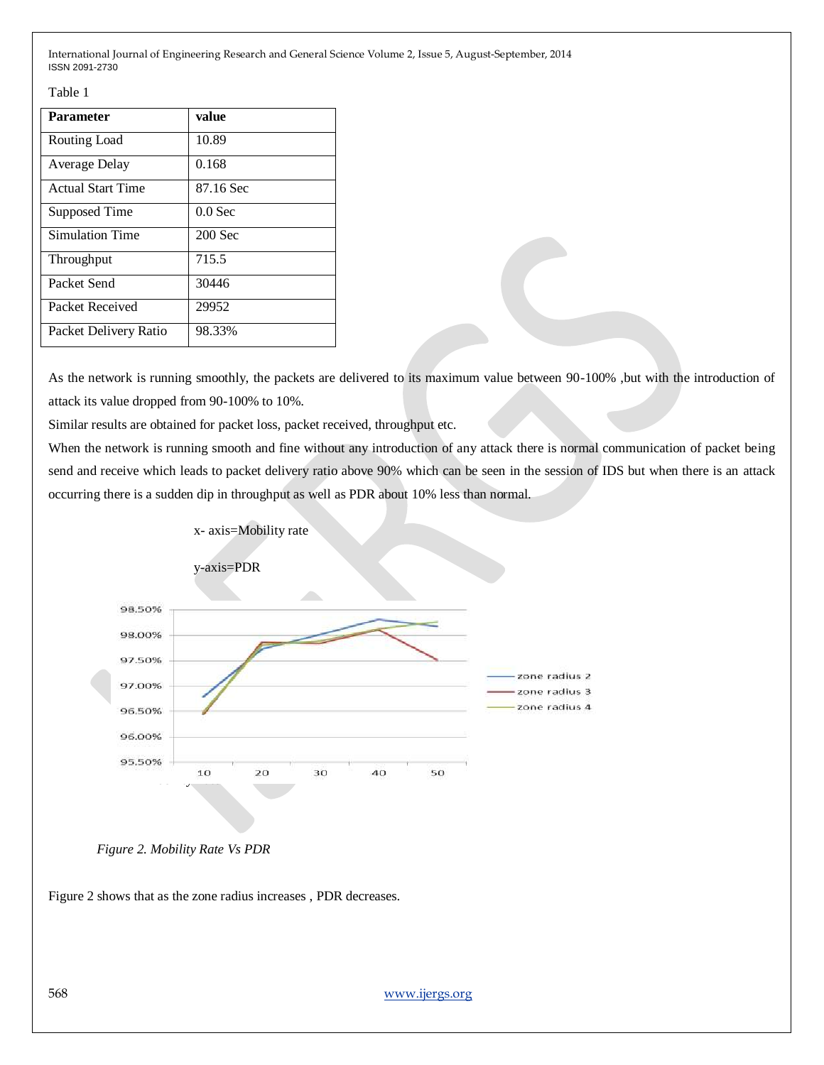Table 1

| Parameter | value |
|---|---|
| Routing Load | 10.89 |
| Average Delay | 0.168 |
| Actual Start Time | 87.16 Sec |
| Supposed Time | 0.0 Sec |
| Simulation Time | 200 Sec |
| Throughput | 715.5 |
| Packet Send | 30446 |
| Packet Received | 29952 |
| Packet Delivery Ratio | 98.33% |

As the network is running smoothly, the packets are delivered to its maximum value between 90-100% ,but with the introduction of attack its value dropped from 90-100% to 10%.

Similar results are obtained for packet loss, packet received, throughput etc.

When the network is running smooth and fine without any introduction of any attack there is normal communication of packet being send and receive which leads to packet delivery ratio above 90% which can be seen in the session of IDS but when there is an attack occurring there is a sudden dip in throughput as well as PDR about 10% less than normal.

x- axis=Mobility rate

y-axis=PDR

98.50%
98.00%
97.50%
97.00%
96.50%
96.00%
95.50%

10 20 30 40 50

zone radius 2
zone radius 3
zone radius 4

*Figure 2. Mobility Rate Vs PDR*

Figure 2 shows that as the zone radius increases , PDR decreases.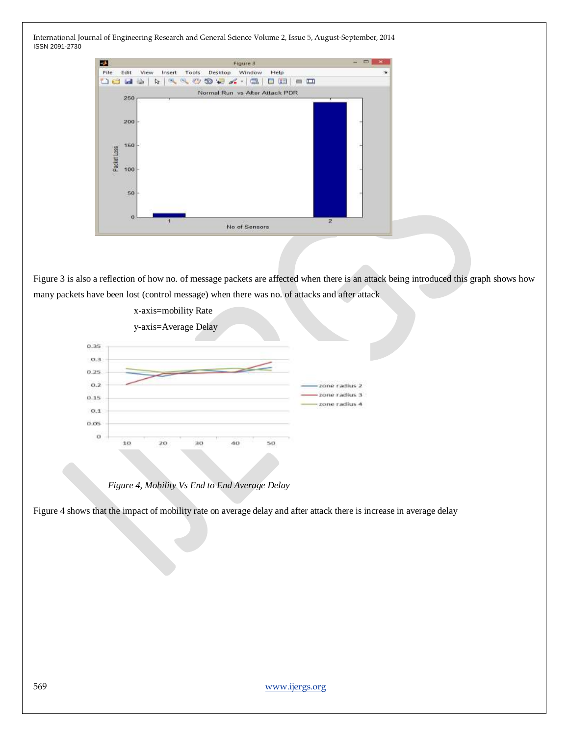Figure 3

Normal Run vs After Attack PDR

Packet Loss

250

200

150

100

50

0

1

2

No of Sensors

Figure 3 is also a reflection of how no. of message packets are affected when there is an attack being introduced this graph shows how many packets have been lost (control message) when there was no. of attacks and after attack

x-axis=mobility Rate

y-axis=Average Delay

0.35

0.3

0.25

0.2

0.15

0.1

0.05

0

10

20

30

40

50

zone radius 2

zone radius 3

zone radius 4

*Figure 4, Mobility Vs End to End Average Delay*

Figure 4 shows that the impact of mobility rate on average delay and after attack there is increase in average delay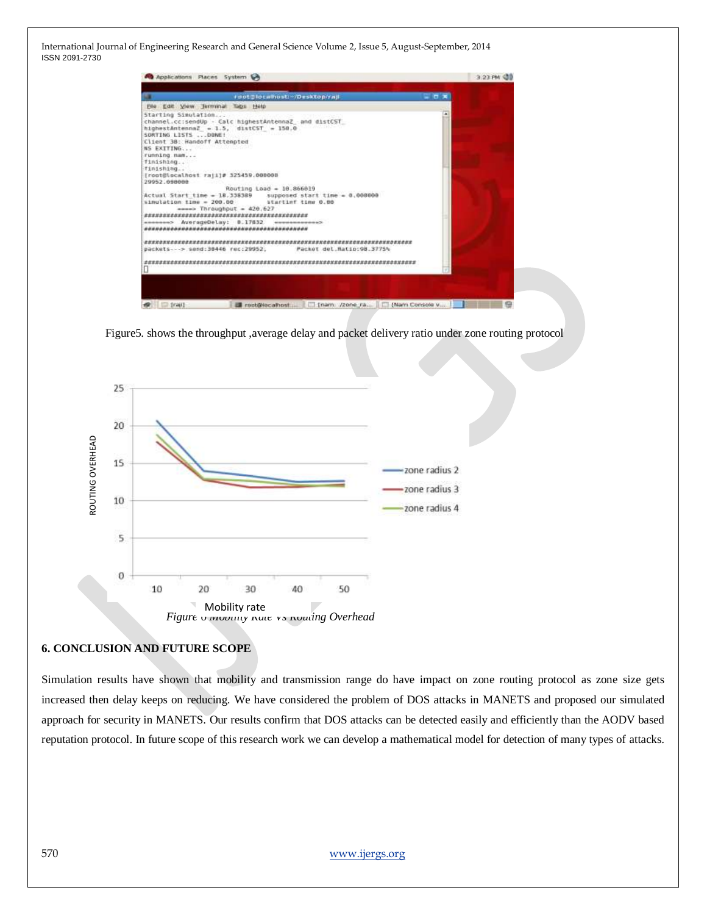```
Starting Simulation...
channel.cc:sendUp - Calc highestAntennaZ_ and distCST_
highestAntennaZ_ = 1.5,  distCST_ = 150.0
SORTING LISTS ...DONE!
Client 38: Handoff Attempted
NS EXITING...
running nam...
finishing..
finishing..
[root@localhost raji]# 325459.000000
29952.000000
                  Routing Load = 10.866019
Actual Start_time = 10.338389    supposed start time = 0.000000
simulation time = 200.00          startinf time 0.00
       ====> Throughput = 420.627
############################################
=======>  AverageDelay:  0.17832  ============>
############################################

###################################################################
packets---> send:30446 rec:29952,        Packet del.Ratio:98.3775%

###################################################################
```

Figure5. shows the throughput ,average delay and packet delivery ratio under zone routing protocol

ROUTING OVERHEAD

25
20
15
10
5
0

10 20 30 40 50

Mobility rate

zone radius 2
zone radius 3
zone radius 4

*Figure 6 Mobility Rate vs Routing Overhead*

**6. CONCLUSION AND FUTURE SCOPE**

Simulation results have shown that mobility and transmission range do have impact on zone routing protocol as zone size gets increased then delay keeps on reducing. We have considered the problem of DOS attacks in MANETS and proposed our simulated approach for security in MANETS. Our results confirm that DOS attacks can be detected easily and efficiently than the AODV based reputation protocol. In future scope of this research work we can develop a mathematical model for detection of many types of attacks.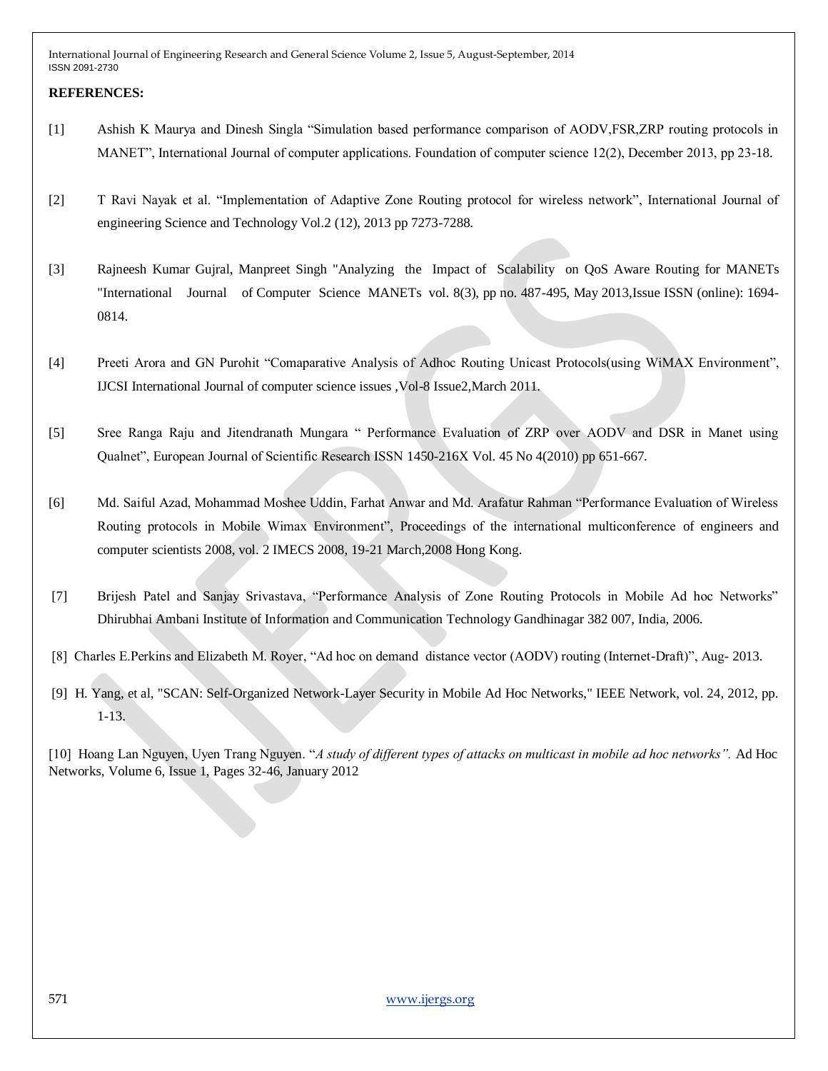**REFERENCES:**

[1] Ashish K Maurya and Dinesh Singla “Simulation based performance comparison of AODV,FSR,ZRP routing protocols in MANET”, International Journal of computer applications. Foundation of computer science 12(2), December 2013, pp 23-18.

[2] T Ravi Nayak et al. “Implementation of Adaptive Zone Routing protocol for wireless network”, International Journal of engineering Science and Technology Vol.2 (12), 2013 pp 7273-7288.

[3] Rajneesh Kumar Gujral, Manpreet Singh "Analyzing the Impact of Scalability on QoS Aware Routing for MANETs "International Journal of Computer Science MANETs vol. 8(3), pp no. 487-495, May 2013,Issue ISSN (online): 1694-0814.

[4] Preeti Arora and GN Purohit “Comaparative Analysis of Adhoc Routing Unicast Protocols(using WiMAX Environment”, IJCSI International Journal of computer science issues ,Vol-8 Issue2,March 2011.

[5] Sree Ranga Raju and Jitendranath Mungara “ Performance Evaluation of ZRP over AODV and DSR in Manet using Qualnet”, European Journal of Scientific Research ISSN 1450-216X Vol. 45 No 4(2010) pp 651-667.

[6] Md. Saiful Azad, Mohammad Moshee Uddin, Farhat Anwar and Md. Arafatur Rahman “Performance Evaluation of Wireless Routing protocols in Mobile Wimax Environment”, Proceedings of the international multiconference of engineers and computer scientists 2008, vol. 2 IMECS 2008, 19-21 March,2008 Hong Kong.

[7] Brijesh Patel and Sanjay Srivastava, “Performance Analysis of Zone Routing Protocols in Mobile Ad hoc Networks” Dhirubhai Ambani Institute of Information and Communication Technology Gandhinagar 382 007, India, 2006.

[8] Charles E.Perkins and Elizabeth M. Royer, “Ad hoc on demand distance vector (AODV) routing (Internet-Draft)”, Aug- 2013.

[9] H. Yang, et al, "SCAN: Self-Organized Network-Layer Security in Mobile Ad Hoc Networks," IEEE Network, vol. 24, 2012, pp. 1-13.

[10] Hoang Lan Nguyen, Uyen Trang Nguyen. “*A study of different types of attacks on multicast in mobile ad hoc networks”.* Ad Hoc Networks, Volume 6, Issue 1, Pages 32-46, January 2012